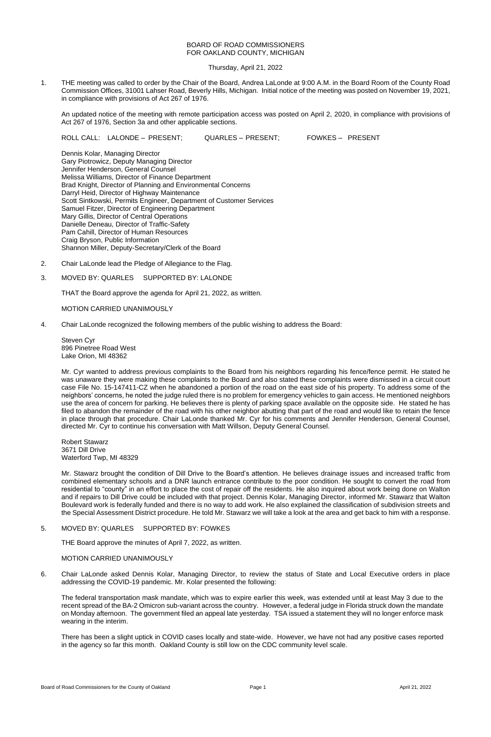BOARD OF ROAD COMMISSIONERS
FOR OAKLAND COUNTY, MICHIGAN

Thursday, April 21, 2022

1. THE meeting was called to order by the Chair of the Board, Andrea LaLonde at 9:00 A.M. in the Board Room of the County Road Commission Offices, 31001 Lahser Road, Beverly Hills, Michigan. Initial notice of the meeting was posted on November 19, 2021, in compliance with provisions of Act 267 of 1976.

   An updated notice of the meeting with remote participation access was posted on April 2, 2020, in compliance with provisions of Act 267 of 1976, Section 3a and other applicable sections.

   ROLL CALL: LALONDE – PRESENT; QUARLES – PRESENT; FOWKES – PRESENT

   Dennis Kolar, Managing Director
   Gary Piotrowicz, Deputy Managing Director
   Jennifer Henderson, General Counsel
   Melissa Williams, Director of Finance Department
   Brad Knight, Director of Planning and Environmental Concerns
   Darryl Heid, Director of Highway Maintenance
   Scott Sintkowski, Permits Engineer, Department of Customer Services
   Samuel Fitzer, Director of Engineering Department
   Mary Gillis, Director of Central Operations
   Danielle Deneau, Director of Traffic-Safety
   Pam Cahill, Director of Human Resources
   Craig Bryson, Public Information
   Shannon Miller, Deputy-Secretary/Clerk of the Board

2. Chair LaLonde lead the Pledge of Allegiance to the Flag.

3. MOVED BY: QUARLES SUPPORTED BY: LALONDE

   THAT the Board approve the agenda for April 21, 2022, as written.

   MOTION CARRIED UNANIMOUSLY

4. Chair LaLonde recognized the following members of the public wishing to address the Board:

   Steven Cyr
   896 Pinetree Road West
   Lake Orion, MI 48362

   Mr. Cyr wanted to address previous complaints to the Board from his neighbors regarding his fence/fence permit. He stated he was unaware they were making these complaints to the Board and also stated these complaints were dismissed in a circuit court case File No. 15-147411-CZ when he abandoned a portion of the road on the east side of his property. To address some of the neighbors' concerns, he noted the judge ruled there is no problem for emergency vehicles to gain access. He mentioned neighbors use the area of concern for parking. He believes there is plenty of parking space available on the opposite side. He stated he has filed to abandon the remainder of the road with his other neighbor abutting that part of the road and would like to retain the fence in place through that procedure. Chair LaLonde thanked Mr. Cyr for his comments and Jennifer Henderson, General Counsel, directed Mr. Cyr to continue his conversation with Matt Willson, Deputy General Counsel.

   Robert Stawarz
   3671 Dill Drive
   Waterford Twp, MI 48329

   Mr. Stawarz brought the condition of Dill Drive to the Board's attention. He believes drainage issues and increased traffic from combined elementary schools and a DNR launch entrance contribute to the poor condition. He sought to convert the road from residential to "county" in an effort to place the cost of repair off the residents. He also inquired about work being done on Walton and if repairs to Dill Drive could be included with that project. Dennis Kolar, Managing Director, informed Mr. Stawarz that Walton Boulevard work is federally funded and there is no way to add work. He also explained the classification of subdivision streets and the Special Assessment District procedure. He told Mr. Stawarz we will take a look at the area and get back to him with a response.

5. MOVED BY: QUARLES SUPPORTED BY: FOWKES

   THE Board approve the minutes of April 7, 2022, as written.

   MOTION CARRIED UNANIMOUSLY

6. Chair LaLonde asked Dennis Kolar, Managing Director, to review the status of State and Local Executive orders in place addressing the COVID-19 pandemic. Mr. Kolar presented the following:

   The federal transportation mask mandate, which was to expire earlier this week, was extended until at least May 3 due to the recent spread of the BA-2 Omicron sub-variant across the country. However, a federal judge in Florida struck down the mandate on Monday afternoon. The government filed an appeal late yesterday. TSA issued a statement they will no longer enforce mask wearing in the interim.

   There has been a slight uptick in COVID cases locally and state-wide. However, we have not had any positive cases reported in the agency so far this month. Oakland County is still low on the CDC community level scale.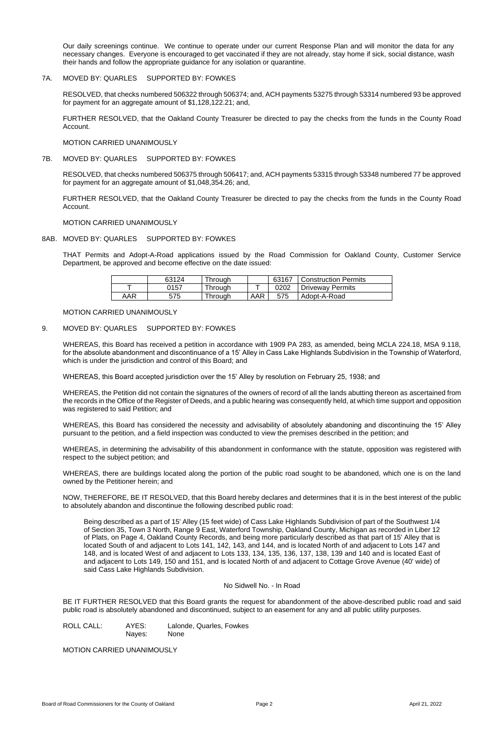Our daily screenings continue. We continue to operate under our current Response Plan and will monitor the data for any necessary changes. Everyone is encouraged to get vaccinated if they are not already, stay home if sick, social distance, wash their hands and follow the appropriate guidance for any isolation or quarantine.

7A. MOVED BY: QUARLES SUPPORTED BY: FOWKES

RESOLVED, that checks numbered 506322 through 506374; and, ACH payments 53275 through 53314 numbered 93 be approved for payment for an aggregate amount of $1,128,122.21; and,

FURTHER RESOLVED, that the Oakland County Treasurer be directed to pay the checks from the funds in the County Road Account.

MOTION CARRIED UNANIMOUSLY

7B. MOVED BY: QUARLES SUPPORTED BY: FOWKES

RESOLVED, that checks numbered 506375 through 506417; and, ACH payments 53315 through 53348 numbered 77 be approved for payment for an aggregate amount of $1,048,354.26; and,

FURTHER RESOLVED, that the Oakland County Treasurer be directed to pay the checks from the funds in the County Road Account.

MOTION CARRIED UNANIMOUSLY

8AB. MOVED BY: QUARLES SUPPORTED BY: FOWKES

THAT Permits and Adopt-A-Road applications issued by the Road Commission for Oakland County, Customer Service Department, be approved and become effective on the date issued:

| | | | | | |
|---|---|---|---|---|---|
| | 63124 | Through | | 63167 | Construction Permits |
| T | 0157 | Through | T | 0202 | Driveway Permits |
| AAR | 575 | Through | AAR | 575 | Adopt-A-Road |

MOTION CARRIED UNANIMOUSLY

9. MOVED BY: QUARLES SUPPORTED BY: FOWKES

WHEREAS, this Board has received a petition in accordance with 1909 PA 283, as amended, being MCLA 224.18, MSA 9.118, for the absolute abandonment and discontinuance of a 15' Alley in Cass Lake Highlands Subdivision in the Township of Waterford, which is under the jurisdiction and control of this Board; and

WHEREAS, this Board accepted jurisdiction over the 15' Alley by resolution on February 25, 1938; and

WHEREAS, the Petition did not contain the signatures of the owners of record of all the lands abutting thereon as ascertained from the records in the Office of the Register of Deeds, and a public hearing was consequently held, at which time support and opposition was registered to said Petition; and

WHEREAS, this Board has considered the necessity and advisability of absolutely abandoning and discontinuing the 15' Alley pursuant to the petition, and a field inspection was conducted to view the premises described in the petition; and

WHEREAS, in determining the advisability of this abandonment in conformance with the statute, opposition was registered with respect to the subject petition; and

WHEREAS, there are buildings located along the portion of the public road sought to be abandoned, which one is on the land owned by the Petitioner herein; and

NOW, THEREFORE, BE IT RESOLVED, that this Board hereby declares and determines that it is in the best interest of the public to absolutely abandon and discontinue the following described public road:

> Being described as a part of 15' Alley (15 feet wide) of Cass Lake Highlands Subdivision of part of the Southwest 1/4 of Section 35, Town 3 North, Range 9 East, Waterford Township, Oakland County, Michigan as recorded in Liber 12 of Plats, on Page 4, Oakland County Records, and being more particularly described as that part of 15' Alley that is located South of and adjacent to Lots 141, 142, 143, and 144, and is located North of and adjacent to Lots 147 and 148, and is located West of and adjacent to Lots 133, 134, 135, 136, 137, 138, 139 and 140 and is located East of and adjacent to Lots 149, 150 and 151, and is located North of and adjacent to Cottage Grove Avenue (40' wide) of said Cass Lake Highlands Subdivision.

No Sidwell No. - In Road

BE IT FURTHER RESOLVED that this Board grants the request for abandonment of the above-described public road and said public road is absolutely abandoned and discontinued, subject to an easement for any and all public utility purposes.

ROLL CALL: AYES: Lalonde, Quarles, Fowkes
Nayes: None

MOTION CARRIED UNANIMOUSLY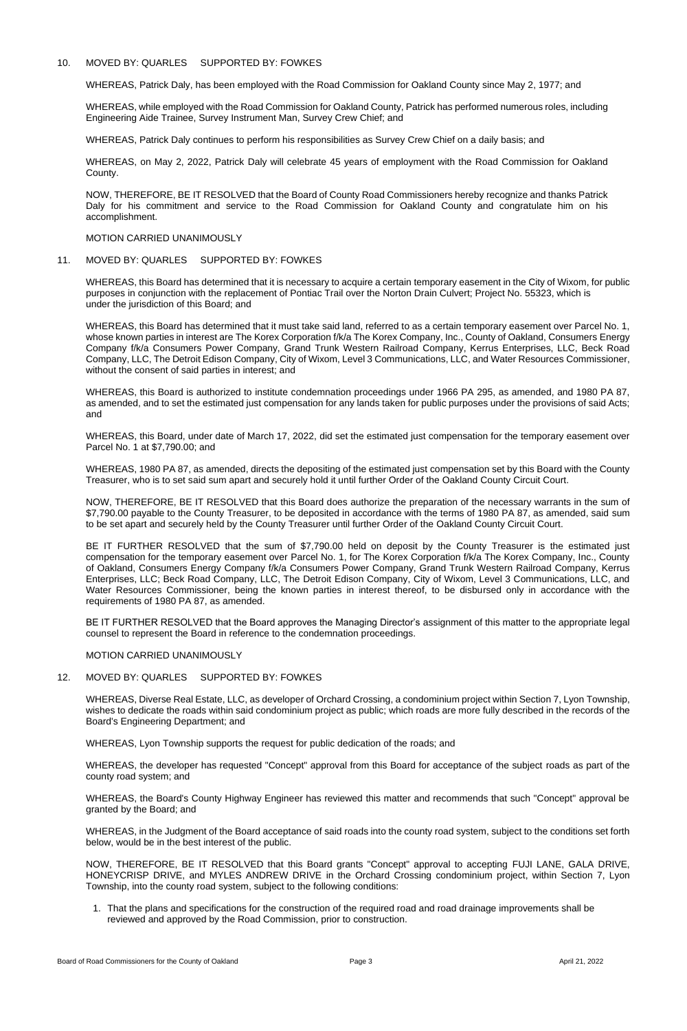10. MOVED BY: QUARLES SUPPORTED BY: FOWKES

WHEREAS, Patrick Daly, has been employed with the Road Commission for Oakland County since May 2, 1977; and

WHEREAS, while employed with the Road Commission for Oakland County, Patrick has performed numerous roles, including Engineering Aide Trainee, Survey Instrument Man, Survey Crew Chief; and

WHEREAS, Patrick Daly continues to perform his responsibilities as Survey Crew Chief on a daily basis; and

WHEREAS, on May 2, 2022, Patrick Daly will celebrate 45 years of employment with the Road Commission for Oakland County.

NOW, THEREFORE, BE IT RESOLVED that the Board of County Road Commissioners hereby recognize and thanks Patrick Daly for his commitment and service to the Road Commission for Oakland County and congratulate him on his accomplishment.

MOTION CARRIED UNANIMOUSLY

11. MOVED BY: QUARLES SUPPORTED BY: FOWKES

WHEREAS, this Board has determined that it is necessary to acquire a certain temporary easement in the City of Wixom, for public purposes in conjunction with the replacement of Pontiac Trail over the Norton Drain Culvert; Project No. 55323, which is under the jurisdiction of this Board; and

WHEREAS, this Board has determined that it must take said land, referred to as a certain temporary easement over Parcel No. 1, whose known parties in interest are The Korex Corporation f/k/a The Korex Company, Inc., County of Oakland, Consumers Energy Company f/k/a Consumers Power Company, Grand Trunk Western Railroad Company, Kerrus Enterprises, LLC, Beck Road Company, LLC, The Detroit Edison Company, City of Wixom, Level 3 Communications, LLC, and Water Resources Commissioner, without the consent of said parties in interest; and

WHEREAS, this Board is authorized to institute condemnation proceedings under 1966 PA 295, as amended, and 1980 PA 87, as amended, and to set the estimated just compensation for any lands taken for public purposes under the provisions of said Acts; and

WHEREAS, this Board, under date of March 17, 2022, did set the estimated just compensation for the temporary easement over Parcel No. 1 at $7,790.00; and

WHEREAS, 1980 PA 87, as amended, directs the depositing of the estimated just compensation set by this Board with the County Treasurer, who is to set said sum apart and securely hold it until further Order of the Oakland County Circuit Court.

NOW, THEREFORE, BE IT RESOLVED that this Board does authorize the preparation of the necessary warrants in the sum of $7,790.00 payable to the County Treasurer, to be deposited in accordance with the terms of 1980 PA 87, as amended, said sum to be set apart and securely held by the County Treasurer until further Order of the Oakland County Circuit Court.

BE IT FURTHER RESOLVED that the sum of $7,790.00 held on deposit by the County Treasurer is the estimated just compensation for the temporary easement over Parcel No. 1, for The Korex Corporation f/k/a The Korex Company, Inc., County of Oakland, Consumers Energy Company f/k/a Consumers Power Company, Grand Trunk Western Railroad Company, Kerrus Enterprises, LLC; Beck Road Company, LLC, The Detroit Edison Company, City of Wixom, Level 3 Communications, LLC, and Water Resources Commissioner, being the known parties in interest thereof, to be disbursed only in accordance with the requirements of 1980 PA 87, as amended.

BE IT FURTHER RESOLVED that the Board approves the Managing Director's assignment of this matter to the appropriate legal counsel to represent the Board in reference to the condemnation proceedings.

MOTION CARRIED UNANIMOUSLY

12. MOVED BY: QUARLES SUPPORTED BY: FOWKES

WHEREAS, Diverse Real Estate, LLC, as developer of Orchard Crossing, a condominium project within Section 7, Lyon Township, wishes to dedicate the roads within said condominium project as public; which roads are more fully described in the records of the Board's Engineering Department; and

WHEREAS, Lyon Township supports the request for public dedication of the roads; and

WHEREAS, the developer has requested "Concept" approval from this Board for acceptance of the subject roads as part of the county road system; and

WHEREAS, the Board's County Highway Engineer has reviewed this matter and recommends that such "Concept" approval be granted by the Board; and

WHEREAS, in the Judgment of the Board acceptance of said roads into the county road system, subject to the conditions set forth below, would be in the best interest of the public.

NOW, THEREFORE, BE IT RESOLVED that this Board grants "Concept" approval to accepting FUJI LANE, GALA DRIVE, HONEYCRISP DRIVE, and MYLES ANDREW DRIVE in the Orchard Crossing condominium project, within Section 7, Lyon Township, into the county road system, subject to the following conditions:

1. That the plans and specifications for the construction of the required road and road drainage improvements shall be reviewed and approved by the Road Commission, prior to construction.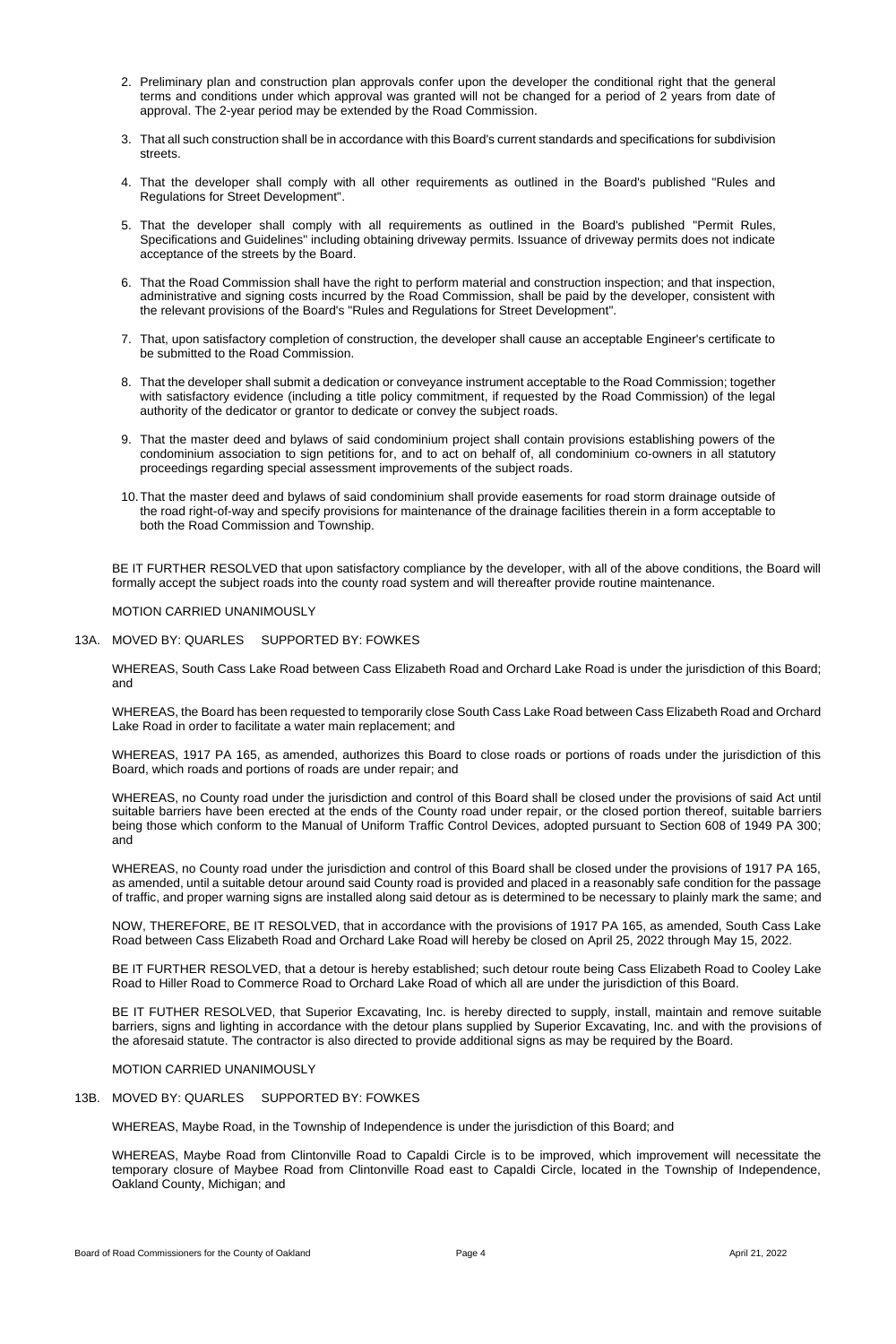2. Preliminary plan and construction plan approvals confer upon the developer the conditional right that the general terms and conditions under which approval was granted will not be changed for a period of 2 years from date of approval. The 2-year period may be extended by the Road Commission.

3. That all such construction shall be in accordance with this Board's current standards and specifications for subdivision streets.

4. That the developer shall comply with all other requirements as outlined in the Board's published "Rules and Regulations for Street Development".

5. That the developer shall comply with all requirements as outlined in the Board's published "Permit Rules, Specifications and Guidelines" including obtaining driveway permits. Issuance of driveway permits does not indicate acceptance of the streets by the Board.

6. That the Road Commission shall have the right to perform material and construction inspection; and that inspection, administrative and signing costs incurred by the Road Commission, shall be paid by the developer, consistent with the relevant provisions of the Board's "Rules and Regulations for Street Development".

7. That, upon satisfactory completion of construction, the developer shall cause an acceptable Engineer's certificate to be submitted to the Road Commission.

8. That the developer shall submit a dedication or conveyance instrument acceptable to the Road Commission; together with satisfactory evidence (including a title policy commitment, if requested by the Road Commission) of the legal authority of the dedicator or grantor to dedicate or convey the subject roads.

9. That the master deed and bylaws of said condominium project shall contain provisions establishing powers of the condominium association to sign petitions for, and to act on behalf of, all condominium co-owners in all statutory proceedings regarding special assessment improvements of the subject roads.

10. That the master deed and bylaws of said condominium shall provide easements for road storm drainage outside of the road right-of-way and specify provisions for maintenance of the drainage facilities therein in a form acceptable to both the Road Commission and Township.

BE IT FURTHER RESOLVED that upon satisfactory compliance by the developer, with all of the above conditions, the Board will formally accept the subject roads into the county road system and will thereafter provide routine maintenance.

MOTION CARRIED UNANIMOUSLY

13A. MOVED BY: QUARLES SUPPORTED BY: FOWKES

WHEREAS, South Cass Lake Road between Cass Elizabeth Road and Orchard Lake Road is under the jurisdiction of this Board; and

WHEREAS, the Board has been requested to temporarily close South Cass Lake Road between Cass Elizabeth Road and Orchard Lake Road in order to facilitate a water main replacement; and

WHEREAS, 1917 PA 165, as amended, authorizes this Board to close roads or portions of roads under the jurisdiction of this Board, which roads and portions of roads are under repair; and

WHEREAS, no County road under the jurisdiction and control of this Board shall be closed under the provisions of said Act until suitable barriers have been erected at the ends of the County road under repair, or the closed portion thereof, suitable barriers being those which conform to the Manual of Uniform Traffic Control Devices, adopted pursuant to Section 608 of 1949 PA 300; and

WHEREAS, no County road under the jurisdiction and control of this Board shall be closed under the provisions of 1917 PA 165, as amended, until a suitable detour around said County road is provided and placed in a reasonably safe condition for the passage of traffic, and proper warning signs are installed along said detour as is determined to be necessary to plainly mark the same; and

NOW, THEREFORE, BE IT RESOLVED, that in accordance with the provisions of 1917 PA 165, as amended, South Cass Lake Road between Cass Elizabeth Road and Orchard Lake Road will hereby be closed on April 25, 2022 through May 15, 2022.

BE IT FURTHER RESOLVED, that a detour is hereby established; such detour route being Cass Elizabeth Road to Cooley Lake Road to Hiller Road to Commerce Road to Orchard Lake Road of which all are under the jurisdiction of this Board.

BE IT FUTHER RESOLVED, that Superior Excavating, Inc. is hereby directed to supply, install, maintain and remove suitable barriers, signs and lighting in accordance with the detour plans supplied by Superior Excavating, Inc. and with the provisions of the aforesaid statute. The contractor is also directed to provide additional signs as may be required by the Board.

MOTION CARRIED UNANIMOUSLY

13B. MOVED BY: QUARLES SUPPORTED BY: FOWKES

WHEREAS, Maybe Road, in the Township of Independence is under the jurisdiction of this Board; and

WHEREAS, Maybe Road from Clintonville Road to Capaldi Circle is to be improved, which improvement will necessitate the temporary closure of Maybee Road from Clintonville Road east to Capaldi Circle, located in the Township of Independence, Oakland County, Michigan; and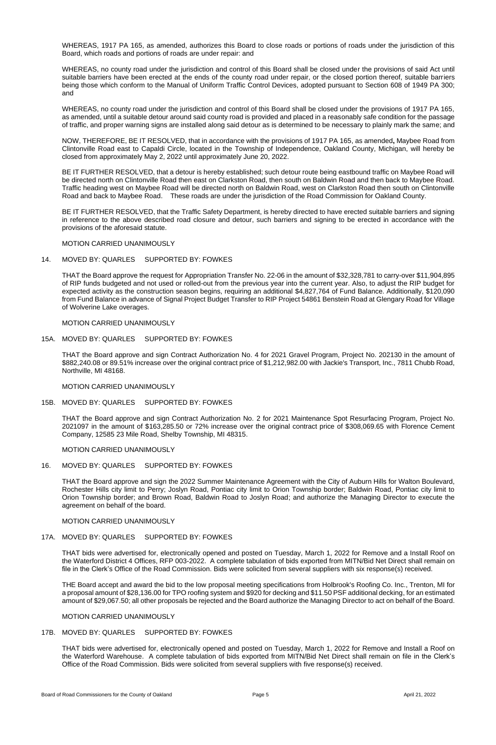WHEREAS, 1917 PA 165, as amended, authorizes this Board to close roads or portions of roads under the jurisdiction of this Board, which roads and portions of roads are under repair: and

WHEREAS, no county road under the jurisdiction and control of this Board shall be closed under the provisions of said Act until suitable barriers have been erected at the ends of the county road under repair, or the closed portion thereof, suitable barriers being those which conform to the Manual of Uniform Traffic Control Devices, adopted pursuant to Section 608 of 1949 PA 300; and

WHEREAS, no county road under the jurisdiction and control of this Board shall be closed under the provisions of 1917 PA 165, as amended, until a suitable detour around said county road is provided and placed in a reasonably safe condition for the passage of traffic, and proper warning signs are installed along said detour as is determined to be necessary to plainly mark the same; and

NOW, THEREFORE, BE IT RESOLVED, that in accordance with the provisions of 1917 PA 165, as amended**,** Maybee Road from Clintonville Road east to Capaldi Circle, located in the Township of Independence, Oakland County, Michigan, will hereby be closed from approximately May 2, 2022 until approximately June 20, 2022.

BE IT FURTHER RESOLVED, that a detour is hereby established; such detour route being eastbound traffic on Maybee Road will be directed north on Clintonville Road then east on Clarkston Road, then south on Baldwin Road and then back to Maybee Road. Traffic heading west on Maybee Road will be directed north on Baldwin Road, west on Clarkston Road then south on Clintonville Road and back to Maybee Road. These roads are under the jurisdiction of the Road Commission for Oakland County.

BE IT FURTHER RESOLVED, that the Traffic Safety Department, is hereby directed to have erected suitable barriers and signing in reference to the above described road closure and detour, such barriers and signing to be erected in accordance with the provisions of the aforesaid statute.

MOTION CARRIED UNANIMOUSLY

14. MOVED BY: QUARLES SUPPORTED BY: FOWKES

THAT the Board approve the request for Appropriation Transfer No. 22-06 in the amount of $32,328,781 to carry-over $11,904,895 of RIP funds budgeted and not used or rolled-out from the previous year into the current year. Also, to adjust the RIP budget for expected activity as the construction season begins, requiring an additional $4,827,764 of Fund Balance. Additionally, $120,090 from Fund Balance in advance of Signal Project Budget Transfer to RIP Project 54861 Benstein Road at Glengary Road for Village of Wolverine Lake overages.

MOTION CARRIED UNANIMOUSLY

15A. MOVED BY: QUARLES SUPPORTED BY: FOWKES

THAT the Board approve and sign Contract Authorization No. 4 for 2021 Gravel Program, Project No. 202130 in the amount of $882,240.08 or 89.51% increase over the original contract price of $1,212,982.00 with Jackie's Transport, Inc., 7811 Chubb Road, Northville, MI 48168.

MOTION CARRIED UNANIMOUSLY

15B. MOVED BY: QUARLES SUPPORTED BY: FOWKES

THAT the Board approve and sign Contract Authorization No. 2 for 2021 Maintenance Spot Resurfacing Program, Project No. 2021097 in the amount of $163,285.50 or 72% increase over the original contract price of $308,069.65 with Florence Cement Company, 12585 23 Mile Road, Shelby Township, MI 48315.

MOTION CARRIED UNANIMOUSLY

16. MOVED BY: QUARLES SUPPORTED BY: FOWKES

THAT the Board approve and sign the 2022 Summer Maintenance Agreement with the City of Auburn Hills for Walton Boulevard, Rochester Hills city limit to Perry; Joslyn Road, Pontiac city limit to Orion Township border; Baldwin Road, Pontiac city limit to Orion Township border; and Brown Road, Baldwin Road to Joslyn Road; and authorize the Managing Director to execute the agreement on behalf of the board.

MOTION CARRIED UNANIMOUSLY

17A. MOVED BY: QUARLES SUPPORTED BY: FOWKES

THAT bids were advertised for, electronically opened and posted on Tuesday, March 1, 2022 for Remove and a Install Roof on the Waterford District 4 Offices, RFP 003-2022. A complete tabulation of bids exported from MITN/Bid Net Direct shall remain on file in the Clerk's Office of the Road Commission. Bids were solicited from several suppliers with six response(s) received.

THE Board accept and award the bid to the low proposal meeting specifications from Holbrook's Roofing Co. Inc., Trenton, MI for a proposal amount of $28,136.00 for TPO roofing system and $920 for decking and $11.50 PSF additional decking, for an estimated amount of $29,067.50; all other proposals be rejected and the Board authorize the Managing Director to act on behalf of the Board.

MOTION CARRIED UNANIMOUSLY

17B. MOVED BY: QUARLES SUPPORTED BY: FOWKES

THAT bids were advertised for, electronically opened and posted on Tuesday, March 1, 2022 for Remove and Install a Roof on the Waterford Warehouse. A complete tabulation of bids exported from MITN/Bid Net Direct shall remain on file in the Clerk's Office of the Road Commission. Bids were solicited from several suppliers with five response(s) received.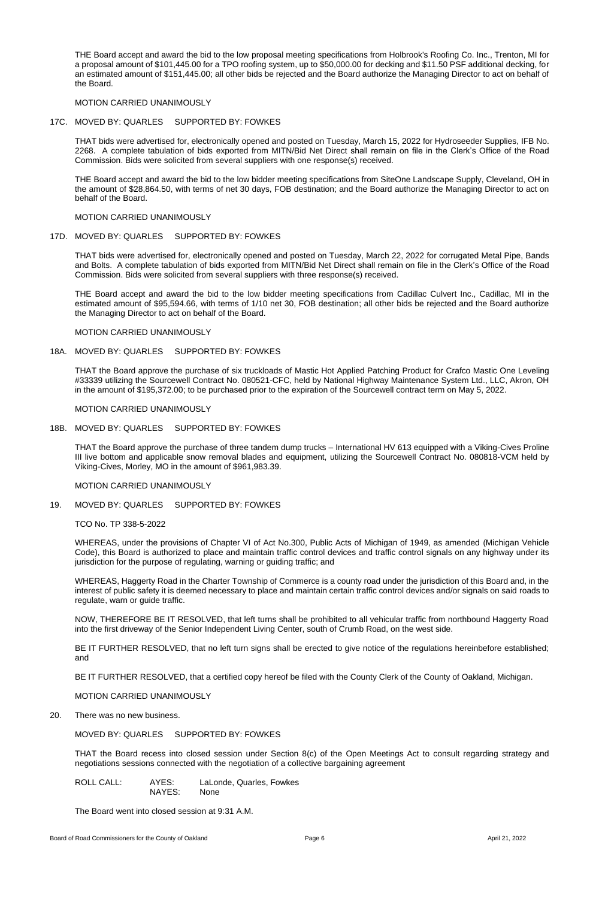THE Board accept and award the bid to the low proposal meeting specifications from Holbrook's Roofing Co. Inc., Trenton, MI for a proposal amount of $101,445.00 for a TPO roofing system, up to $50,000.00 for decking and $11.50 PSF additional decking, for an estimated amount of $151,445.00; all other bids be rejected and the Board authorize the Managing Director to act on behalf of the Board.

MOTION CARRIED UNANIMOUSLY

17C. MOVED BY: QUARLES SUPPORTED BY: FOWKES

THAT bids were advertised for, electronically opened and posted on Tuesday, March 15, 2022 for Hydroseeder Supplies, IFB No. 2268. A complete tabulation of bids exported from MITN/Bid Net Direct shall remain on file in the Clerk's Office of the Road Commission. Bids were solicited from several suppliers with one response(s) received.

THE Board accept and award the bid to the low bidder meeting specifications from SiteOne Landscape Supply, Cleveland, OH in the amount of $28,864.50, with terms of net 30 days, FOB destination; and the Board authorize the Managing Director to act on behalf of the Board.

MOTION CARRIED UNANIMOUSLY

17D. MOVED BY: QUARLES SUPPORTED BY: FOWKES

THAT bids were advertised for, electronically opened and posted on Tuesday, March 22, 2022 for corrugated Metal Pipe, Bands and Bolts. A complete tabulation of bids exported from MITN/Bid Net Direct shall remain on file in the Clerk's Office of the Road Commission. Bids were solicited from several suppliers with three response(s) received.

THE Board accept and award the bid to the low bidder meeting specifications from Cadillac Culvert Inc., Cadillac, MI in the estimated amount of $95,594.66, with terms of 1/10 net 30, FOB destination; all other bids be rejected and the Board authorize the Managing Director to act on behalf of the Board.

MOTION CARRIED UNANIMOUSLY

18A. MOVED BY: QUARLES SUPPORTED BY: FOWKES

THAT the Board approve the purchase of six truckloads of Mastic Hot Applied Patching Product for Crafco Mastic One Leveling #33339 utilizing the Sourcewell Contract No. 080521-CFC, held by National Highway Maintenance System Ltd., LLC, Akron, OH in the amount of $195,372.00; to be purchased prior to the expiration of the Sourcewell contract term on May 5, 2022.

MOTION CARRIED UNANIMOUSLY

18B. MOVED BY: QUARLES SUPPORTED BY: FOWKES

THAT the Board approve the purchase of three tandem dump trucks – International HV 613 equipped with a Viking-Cives Proline III live bottom and applicable snow removal blades and equipment, utilizing the Sourcewell Contract No. 080818-VCM held by Viking-Cives, Morley, MO in the amount of $961,983.39.

MOTION CARRIED UNANIMOUSLY

19. MOVED BY: QUARLES SUPPORTED BY: FOWKES

TCO No. TP 338-5-2022

WHEREAS, under the provisions of Chapter VI of Act No.300, Public Acts of Michigan of 1949, as amended (Michigan Vehicle Code), this Board is authorized to place and maintain traffic control devices and traffic control signals on any highway under its jurisdiction for the purpose of regulating, warning or guiding traffic; and

WHEREAS, Haggerty Road in the Charter Township of Commerce is a county road under the jurisdiction of this Board and, in the interest of public safety it is deemed necessary to place and maintain certain traffic control devices and/or signals on said roads to regulate, warn or guide traffic.

NOW, THEREFORE BE IT RESOLVED, that left turns shall be prohibited to all vehicular traffic from northbound Haggerty Road into the first driveway of the Senior Independent Living Center, south of Crumb Road, on the west side.

BE IT FURTHER RESOLVED, that no left turn signs shall be erected to give notice of the regulations hereinbefore established; and

BE IT FURTHER RESOLVED, that a certified copy hereof be filed with the County Clerk of the County of Oakland, Michigan.

MOTION CARRIED UNANIMOUSLY

20. There was no new business.

MOVED BY: QUARLES SUPPORTED BY: FOWKES

THAT the Board recess into closed session under Section 8(c) of the Open Meetings Act to consult regarding strategy and negotiations sessions connected with the negotiation of a collective bargaining agreement

ROLL CALL: AYES: LaLonde, Quarles, Fowkes
NAYES: None

The Board went into closed session at 9:31 A.M.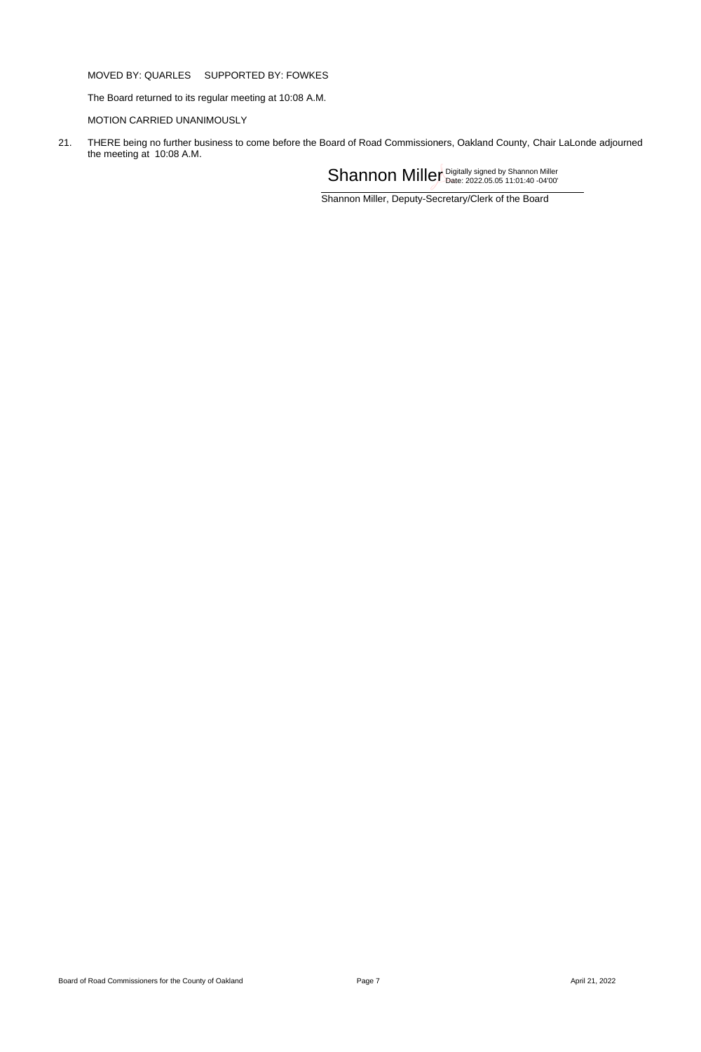MOVED BY: QUARLES SUPPORTED BY: FOWKES

The Board returned to its regular meeting at 10:08 A.M.

MOTION CARRIED UNANIMOUSLY

21. THERE being no further business to come before the Board of Road Commissioners, Oakland County, Chair LaLonde adjourned the meeting at 10:08 A.M.

Shannon Miller Digitally signed by Shannon Miller Date: 2022.05.05 11:01:40 -04'00'

Shannon Miller, Deputy-Secretary/Clerk of the Board